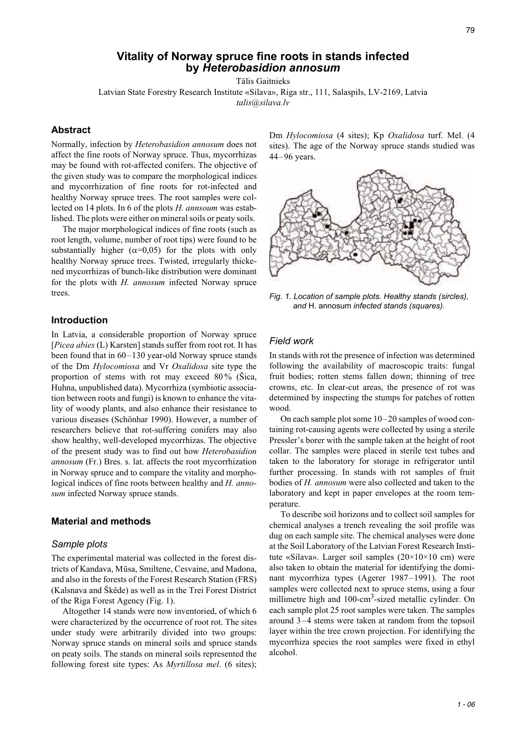# Vitality of Norway spruce fine roots in stands infected by *Heterobasidion annosum*

Tālis Gaitnieks

Latvian State Forestry Research Institute «Silava», Riga str., 111, Salaspils, LV-2169, Latvia

*talis@silava.lv*

## Abstract

Normally, infection by *Heterobasidion annosum* does not affect the fine roots of Norway spruce. Thus, mycorrhizas may be found with rot-affected conifers. The objective of the given study was to compare the morphological indices and mycorrhization of fine roots for rot-infected and healthy Norway spruce trees. The root samples were collected on 14 plots. In 6 of the plots *H. annsoum* was established. The plots were either on mineral soils or peaty soils.

The major morphological indices of fine roots (such as root length, volume, number of root tips) were found to be substantially higher ($\alpha$=0,05) for the plots with only healthy Norway spruce trees. Twisted, irregularly thickened mycorrhizas of bunch-like distribution were dominant for the plots with *H. annosum* infected Norway spruce trees.

## Introduction

In Latvia, a considerable proportion of Norway spruce [*Picea abies* (L) Karsten] stands suffer from root rot. It has been found that in 60–130 year-old Norway spruce stands of the Dm *Hylocomiosa* and Vr *Oxalidosa* site type the proportion of stems with rot may exceed 80 % (Šica, Huhna, unpublished data). Mycorrhiza (symbiotic association between roots and fungi) is known to enhance the vitality of woody plants, and also enhance their resistance to various diseases (Schönhar 1990). However, a number of researchers believe that rot-suffering conifers may also show healthy, well-developed mycorrhizas. The objective of the present study was to find out how *Heterobasidion annosum* (Fr.) Bres. s. lat. affects the root mycorrhization in Norway spruce and to compare the vitality and morphological indices of fine roots between healthy and *H. annosum* infected Norway spruce stands.

## Material and methods

### Sample plots

The experimental material was collected in the forest districts of Kandava, Mūsa, Smiltene, Cesvaine, and Madona, and also in the forests of the Forest Research Station (FRS) (Kalsnava and Škēde) as well as in the Trei Forest District of the Riga Forest Agency (Fig. 1).

Altogether 14 stands were now inventoried, of which 6 were characterized by the occurrence of root rot. The sites under study were arbitrarily divided into two groups: Norway spruce stands on mineral soils and spruce stands on peaty soils. The stands on mineral soils represented the following forest site types: As *Myrtillosa mel*. (6 sites); Dm *Hylocomiosa* (4 sites); Kp *Oxalidosa* turf. Mel. (4 sites). The age of the Norway spruce stands studied was 44–96 years.

*Fig. 1. Location of sample plots. Healthy stands (sircles), and* H. annosum *infected stands (squares).*

### Field work

In stands with rot the presence of infection was determined following the availability of macroscopic traits: fungal fruit bodies; rotten stems fallen down; thinning of tree crowns, etc. In clear-cut areas, the presence of rot was determined by inspecting the stumps for patches of rotten wood.

On each sample plot some 10–20 samples of wood containing rot-causing agents were collected by using a sterile Pressler's borer with the sample taken at the height of root collar. The samples were placed in sterile test tubes and taken to the laboratory for storage in refrigerator until further processing. In stands with rot samples of fruit bodies of *H. annosum* were also collected and taken to the laboratory and kept in paper envelopes at the room temperature.

To describe soil horizons and to collect soil samples for chemical analyses a trench revealing the soil profile was dug on each sample site. The chemical analyses were done at the Soil Laboratory of the Latvian Forest Research Institute «Silava». Larger soil samples (20×10×10 cm) were also taken to obtain the material for identifying the dominant mycorrhiza types (Agerer 1987–1991). The root samples were collected next to spruce stems, using a four millimetre high and 100-cm$^3$-sized metallic cylinder. On each sample plot 25 root samples were taken. The samples around 3–4 stems were taken at random from the topsoil layer within the tree crown projection. For identifying the mycorrhiza species the root samples were fixed in ethyl alcohol.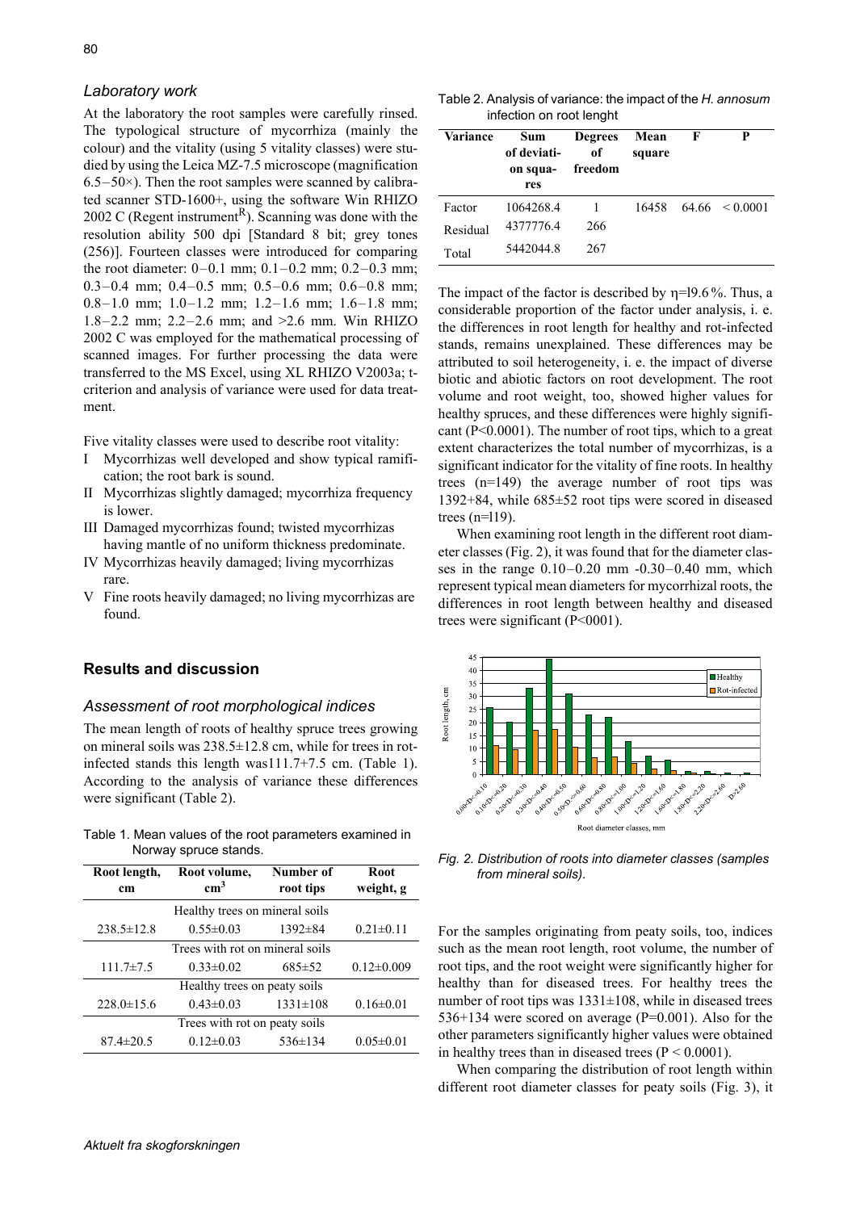### Laboratory work

At the laboratory the root samples were carefully rinsed. The typological structure of mycorrhiza (mainly the colour) and the vitality (using 5 vitality classes) were studied by using the Leica MZ-7.5 microscope (magnification 6.5–50×). Then the root samples were scanned by calibrated scanner STD-1600+, using the software Win RHIZO 2002 C (Regent instrument[R]). Scanning was done with the resolution ability 500 dpi [Standard 8 bit; grey tones (256)]. Fourteen classes were introduced for comparing the root diameter: 0–0.1 mm; 0.1–0.2 mm; 0.2–0.3 mm; 0.3–0.4 mm; 0.4–0.5 mm; 0.5–0.6 mm; 0.6–0.8 mm; 0.8–1.0 mm; 1.0–1.2 mm; 1.2–1.6 mm; 1.6–1.8 mm; 1.8–2.2 mm; 2.2–2.6 mm; and >2.6 mm. Win RHIZO 2002 C was employed for the mathematical processing of scanned images. For further processing the data were transferred to the MS Excel, using XL RHIZO V2003a; t-criterion and analysis of variance were used for data treatment.

Five vitality classes were used to describe root vitality:

- I Mycorrhizas well developed and show typical ramification; the root bark is sound.
- II Mycorrhizas slightly damaged; mycorrhiza frequency is lower.
- III Damaged mycorrhizas found; twisted mycorrhizas having mantle of no uniform thickness predominate.
- IV Mycorrhizas heavily damaged; living mycorrhizas rare.
- V Fine roots heavily damaged; no living mycorrhizas are found.

## Results and discussion

### Assessment of root morphological indices

The mean length of roots of healthy spruce trees growing on mineral soils was 238.5±12.8 cm, while for trees in rot-infected stands this length was111.7±7.5 cm. (Table 1). According to the analysis of variance these differences were significant (Table 2).

Table 1. Mean values of the root parameters examined in Norway spruce stands.

| Root length, cm | Root volume, $cm^3$ | Number of root tips | Root weight, g |
|---|---|---|---|
| Healthy trees on mineral soils | | | |
| 238.5±12.8 | 0.55±0.03 | 1392±84 | 0.21±0.11 |
| Trees with rot on mineral soils | | | |
| 111.7±7.5 | 0.33±0.02 | 685±52 | 0.12±0.009 |
| Healthy trees on peaty soils | | | |
| 228.0±15.6 | 0.43±0.03 | 1331±108 | 0.16±0.01 |
| Trees with rot on peaty soils | | | |
| 87.4±20.5 | 0.12±0.03 | 536±134 | 0.05±0.01 |

Table 2. Analysis of variance: the impact of the *H. annosum* infection on root lenght

| Variance | Sum of deviation squares | Degrees of freedom | Mean square | F | P |
|---|---|---|---|---|---|
| Factor | 1064268.4 | 1 | 16458 | 64.66 | < 0.0001 |
| Residual | 4377776.4 | 266 | | | |
| Total | 5442044.8 | 267 | | | |

The impact of the factor is described by η=l9.6 %. Thus, a considerable proportion of the factor under analysis, i. e. the differences in root length for healthy and rot-infected stands, remains unexplained. These differences may be attributed to soil heterogeneity, i. e. the impact of diverse biotic and abiotic factors on root development. The root volume and root weight, too, showed higher values for healthy spruces, and these differences were highly significant (P<0.0001). The number of root tips, which to a great extent characterizes the total number of mycorrhizas, is a significant indicator for the vitality of fine roots. In healthy trees (n=149) the average number of root tips was 1392+84, while 685±52 root tips were scored in diseased trees (n=l19).

When examining root length in the different root diameter classes (Fig. 2), it was found that for the diameter classes in the range 0.10–0.20 mm -0.30–0.40 mm, which represent typical mean diameters for mycorrhizal roots, the differences in root length between healthy and diseased trees were significant (P<0001).

*Fig. 2. Distribution of roots into diameter classes (samples from mineral soils).*

For the samples originating from peaty soils, too, indices such as the mean root length, root volume, the number of root tips, and the root weight were significantly higher for healthy than for diseased trees. For healthy trees the number of root tips was 1331±108, while in diseased trees 536+134 were scored on average (P=0.001). Also for the other parameters significantly higher values were obtained in healthy trees than in diseased trees (P < 0.0001).

When comparing the distribution of root length within different root diameter classes for peaty soils (Fig. 3), it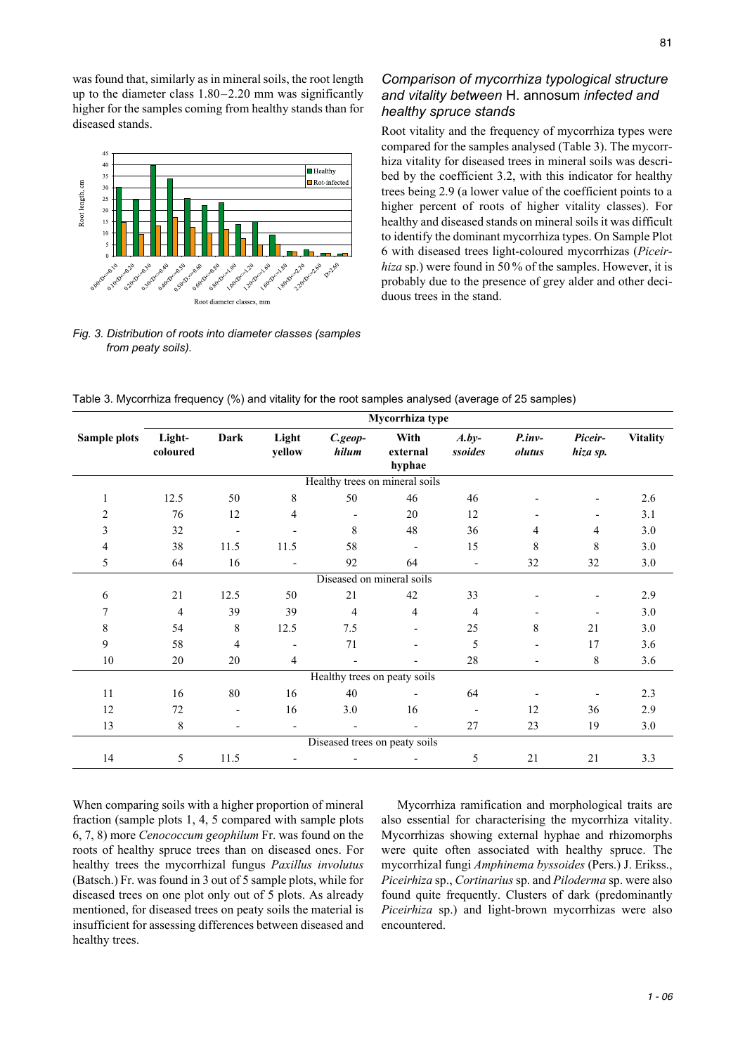was found that, similarly as in mineral soils, the root length up to the diameter class 1.80–2.20 mm was significantly higher for the samples coming from healthy stands than for diseased stands.

*Fig. 3. Distribution of roots into diameter classes (samples from peaty soils).*

### *Comparison of mycorrhiza typological structure and vitality between* H. annosum *infected and healthy spruce stands*

Root vitality and the frequency of mycorrhiza types were compared for the samples analysed (Table 3). The mycorrhiza vitality for diseased trees in mineral soils was described by the coefficient 3.2, with this indicator for healthy trees being 2.9 (a lower value of the coefficient points to a higher percent of roots of higher vitality classes). For healthy and diseased stands on mineral soils it was difficult to identify the dominant mycorrhiza types. On Sample Plot 6 with diseased trees light-coloured mycorrhizas (*Piceirhiza* sp.) were found in 50 % of the samples. However, it is probably due to the presence of grey alder and other deciduous trees in the stand.

Table 3. Mycorrhiza frequency (%) and vitality for the root samples analysed (average of 25 samples)

| Sample plots | Mycorrhiza type | | | | | | | | |
|---|---|---|---|---|---|---|---|---|---|
| | Light-coloured | Dark | Light yellow | *C.geophilum* | With external hyphae | *A.byssoides* | *P.involutus* | *Piceirhiza sp.* | Vitality |
| Healthy trees on mineral soils | | | | | | | | | |
| 1 | 12.5 | 50 | 8 | 50 | 46 | 46 | - | - | 2.6 |
| 2 | 76 | 12 | 4 | - | 20 | 12 | - | - | 3.1 |
| 3 | 32 | - | - | 8 | 48 | 36 | 4 | 4 | 3.0 |
| 4 | 38 | 11.5 | 11.5 | 58 | - | 15 | 8 | 8 | 3.0 |
| 5 | 64 | 16 | - | 92 | 64 | - | 32 | 32 | 3.0 |
| Diseased on mineral soils | | | | | | | | | |
| 6 | 21 | 12.5 | 50 | 21 | 42 | 33 | - | - | 2.9 |
| 7 | 4 | 39 | 39 | 4 | 4 | 4 | - | - | 3.0 |
| 8 | 54 | 8 | 12.5 | 7.5 | - | 25 | 8 | 21 | 3.0 |
| 9 | 58 | 4 | - | 71 | - | 5 | - | 17 | 3.6 |
| 10 | 20 | 20 | 4 | - | - | 28 | - | 8 | 3.6 |
| Healthy trees on peaty soils | | | | | | | | | |
| 11 | 16 | 80 | 16 | 40 | - | 64 | - | - | 2.3 |
| 12 | 72 | - | 16 | 3.0 | 16 | - | 12 | 36 | 2.9 |
| 13 | 8 | - | - | - | - | 27 | 23 | 19 | 3.0 |
| Diseased trees on peaty soils | | | | | | | | | |
| 14 | 5 | 11.5 | - | - | - | 5 | 21 | 21 | 3.3 |

When comparing soils with a higher proportion of mineral fraction (sample plots 1, 4, 5 compared with sample plots 6, 7, 8) more *Cenococcum geophilum* Fr. was found on the roots of healthy spruce trees than on diseased ones. For healthy trees the mycorrhizal fungus *Paxillus involutus* (Batsch.) Fr. was found in 3 out of 5 sample plots, while for diseased trees on one plot only out of 5 plots. As already mentioned, for diseased trees on peaty soils the material is insufficient for assessing differences between diseased and healthy trees.

Mycorrhiza ramification and morphological traits are also essential for characterising the mycorrhiza vitality. Mycorrhizas showing external hyphae and rhizomorphs were quite often associated with healthy spruce. The mycorrhizal fungi *Amphinema byssoides* (Pers.) J. Erikss., *Piceirhiza* sp., *Cortinarius* sp. and *Piloderma* sp. were also found quite frequently. Clusters of dark (predominantly *Piceirhiza* sp.) and light-brown mycorrhizas were also encountered.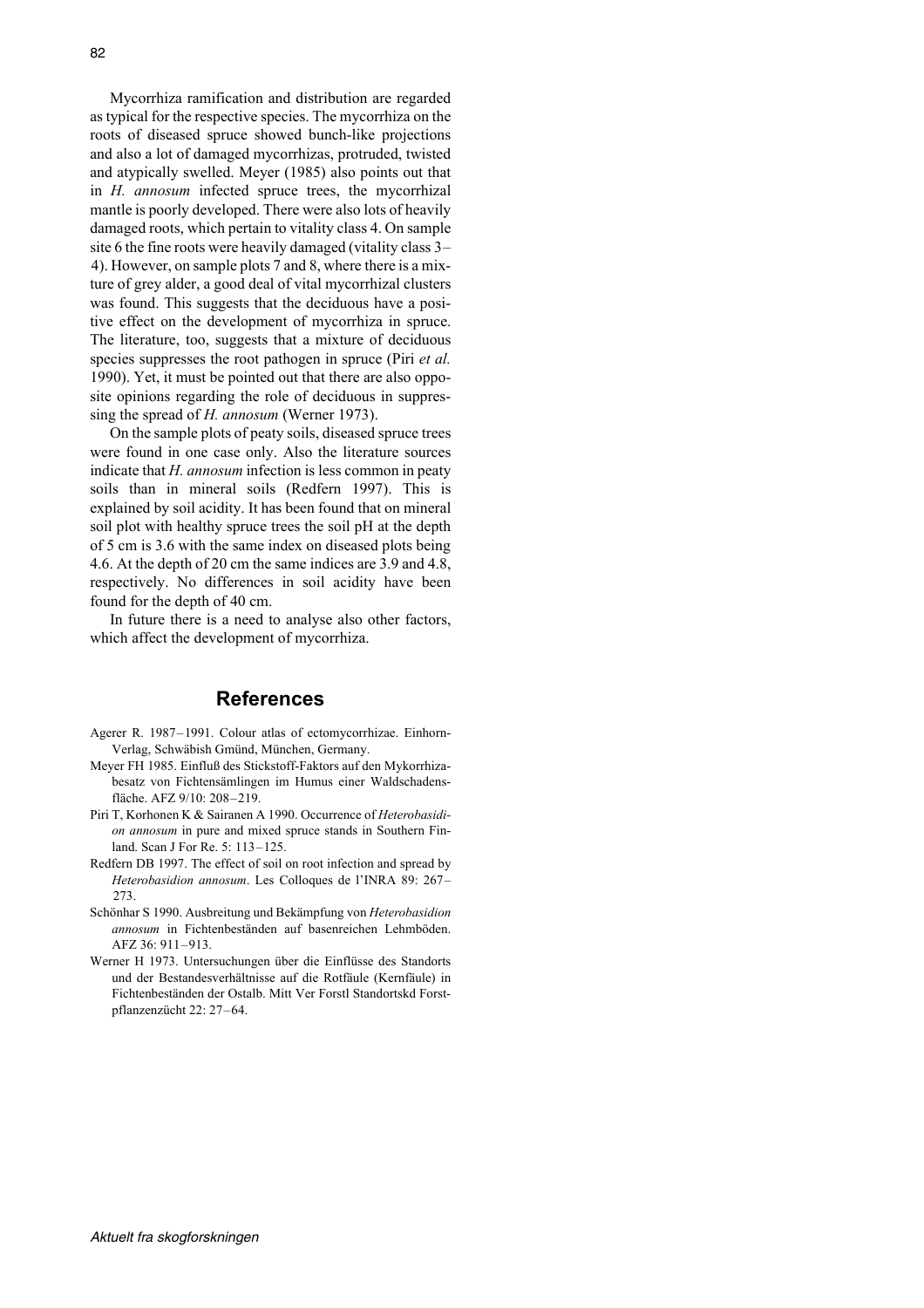Mycorrhiza ramification and distribution are regarded as typical for the respective species. The mycorrhiza on the roots of diseased spruce showed bunch-like projections and also a lot of damaged mycorrhizas, protruded, twisted and atypically swelled. Meyer (1985) also points out that in *H. annosum* infected spruce trees, the mycorrhizal mantle is poorly developed. There were also lots of heavily damaged roots, which pertain to vitality class 4. On sample site 6 the fine roots were heavily damaged (vitality class 3–4). However, on sample plots 7 and 8, where there is a mixture of grey alder, a good deal of vital mycorrhizal clusters was found. This suggests that the deciduous have a positive effect on the development of mycorrhiza in spruce. The literature, too, suggests that a mixture of deciduous species suppresses the root pathogen in spruce (Piri *et al.* 1990). Yet, it must be pointed out that there are also opposite opinions regarding the role of deciduous in suppressing the spread of *H. annosum* (Werner 1973).

On the sample plots of peaty soils, diseased spruce trees were found in one case only. Also the literature sources indicate that *H. annosum* infection is less common in peaty soils than in mineral soils (Redfern 1997). This is explained by soil acidity. It has been found that on mineral soil plot with healthy spruce trees the soil pH at the depth of 5 cm is 3.6 with the same index on diseased plots being 4.6. At the depth of 20 cm the same indices are 3.9 and 4.8, respectively. No differences in soil acidity have been found for the depth of 40 cm.

In future there is a need to analyse also other factors, which affect the development of mycorrhiza.

## References

Agerer R. 1987–1991. Colour atlas of ectomycorrhizae. Einhorn-Verlag, Schwäbish Gmünd, München, Germany.

Meyer FH 1985. Einfluß des Stickstoff-Faktors auf den Mykorrhizabesatz von Fichtensämlingen im Humus einer Waldschadensfläche. AFZ 9/10: 208–219.

Piri T, Korhonen K & Sairanen A 1990. Occurrence of *Heterobasidion annosum* in pure and mixed spruce stands in Southern Finland. Scan J For Re. 5: 113–125.

Redfern DB 1997. The effect of soil on root infection and spread by *Heterobasidion annosum*. Les Colloques de l'INRA 89: 267–273.

Schönhar S 1990. Ausbreitung und Bekämpfung von *Heterobasidion annosum* in Fichtenbeständen auf basenreichen Lehmböden. AFZ 36: 911–913.

Werner H 1973. Untersuchungen über die Einflüsse des Standorts und der Bestandesverhältnisse auf die Rotfäule (Kernfäule) in Fichtenbeständen der Ostalb. Mitt Ver Forstl Standortskd Forstpflanzenzücht 22: 27–64.